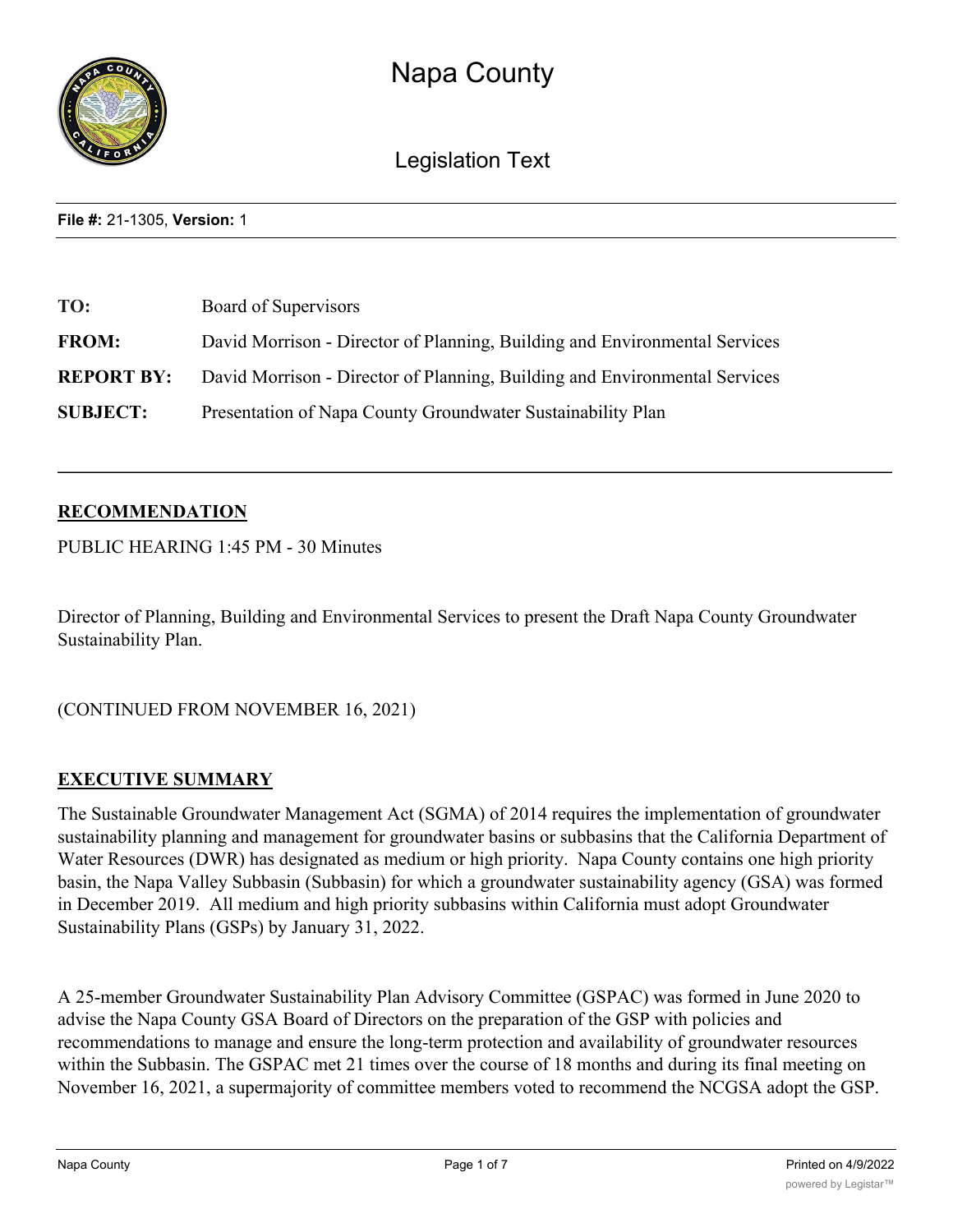# Napa County

## Legislation Text

**File #:** 21-1305, **Version:** 1

| | |
|---|---|
| **TO:** | Board of Supervisors |
| **FROM:** | David Morrison - Director of Planning, Building and Environmental Services |
| **REPORT BY:** | David Morrison - Director of Planning, Building and Environmental Services |
| **SUBJECT:** | Presentation of Napa County Groundwater Sustainability Plan |

## RECOMMENDATION

PUBLIC HEARING 1:45 PM - 30 Minutes

Director of Planning, Building and Environmental Services to present the Draft Napa County Groundwater Sustainability Plan.

(CONTINUED FROM NOVEMBER 16, 2021)

## EXECUTIVE SUMMARY

The Sustainable Groundwater Management Act (SGMA) of 2014 requires the implementation of groundwater sustainability planning and management for groundwater basins or subbasins that the California Department of Water Resources (DWR) has designated as medium or high priority. Napa County contains one high priority basin, the Napa Valley Subbasin (Subbasin) for which a groundwater sustainability agency (GSA) was formed in December 2019. All medium and high priority subbasins within California must adopt Groundwater Sustainability Plans (GSPs) by January 31, 2022.

A 25-member Groundwater Sustainability Plan Advisory Committee (GSPAC) was formed in June 2020 to advise the Napa County GSA Board of Directors on the preparation of the GSP with policies and recommendations to manage and ensure the long-term protection and availability of groundwater resources within the Subbasin. The GSPAC met 21 times over the course of 18 months and during its final meeting on November 16, 2021, a supermajority of committee members voted to recommend the NCGSA adopt the GSP.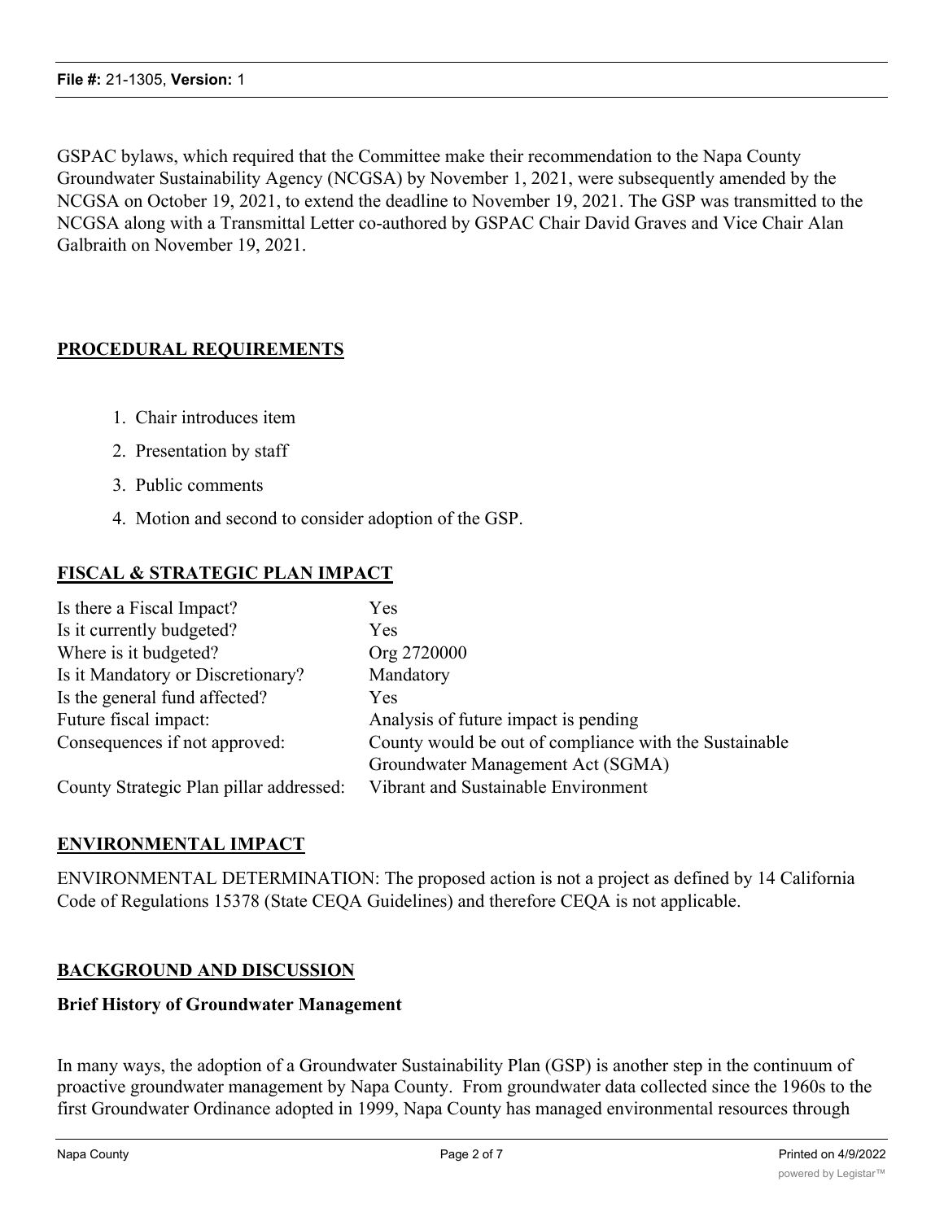GSPAC bylaws, which required that the Committee make their recommendation to the Napa County Groundwater Sustainability Agency (NCGSA) by November 1, 2021, were subsequently amended by the NCGSA on October 19, 2021, to extend the deadline to November 19, 2021. The GSP was transmitted to the NCGSA along with a Transmittal Letter co-authored by GSPAC Chair David Graves and Vice Chair Alan Galbraith on November 19, 2021.

## PROCEDURAL REQUIREMENTS

1. Chair introduces item
2. Presentation by staff
3. Public comments
4. Motion and second to consider adoption of the GSP.

## FISCAL & STRATEGIC PLAN IMPACT

| | |
|---|---|
| Is there a Fiscal Impact? | Yes |
| Is it currently budgeted? | Yes |
| Where is it budgeted? | Org 2720000 |
| Is it Mandatory or Discretionary? | Mandatory |
| Is the general fund affected? | Yes |
| Future fiscal impact: | Analysis of future impact is pending |
| Consequences if not approved: | County would be out of compliance with the Sustainable Groundwater Management Act (SGMA) |
| County Strategic Plan pillar addressed: | Vibrant and Sustainable Environment |

## ENVIRONMENTAL IMPACT

ENVIRONMENTAL DETERMINATION: The proposed action is not a project as defined by 14 California Code of Regulations 15378 (State CEQA Guidelines) and therefore CEQA is not applicable.

## BACKGROUND AND DISCUSSION

### Brief History of Groundwater Management

In many ways, the adoption of a Groundwater Sustainability Plan (GSP) is another step in the continuum of proactive groundwater management by Napa County. From groundwater data collected since the 1960s to the first Groundwater Ordinance adopted in 1999, Napa County has managed environmental resources through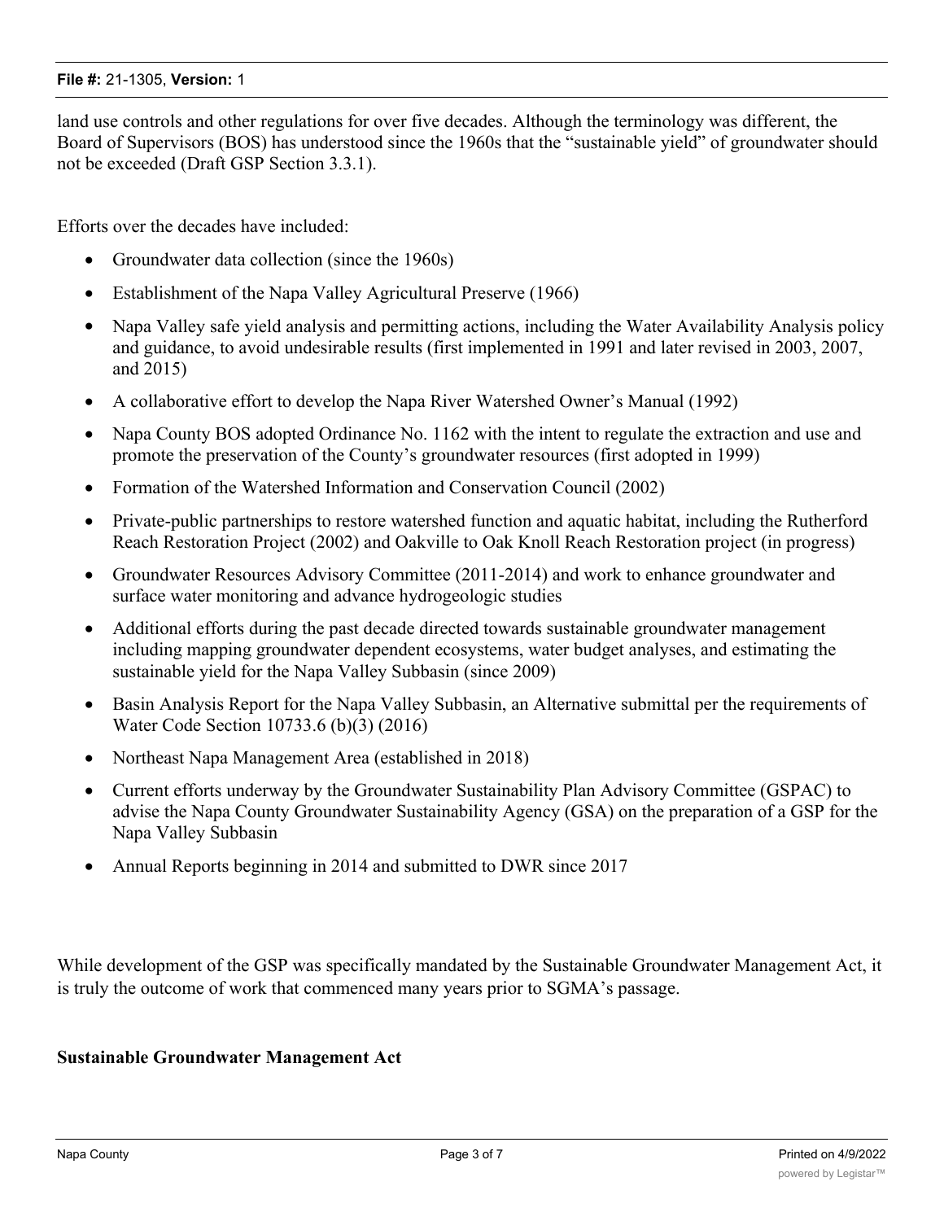land use controls and other regulations for over five decades. Although the terminology was different, the Board of Supervisors (BOS) has understood since the 1960s that the "sustainable yield" of groundwater should not be exceeded (Draft GSP Section 3.3.1).

Efforts over the decades have included:

- Groundwater data collection (since the 1960s)
- Establishment of the Napa Valley Agricultural Preserve (1966)
- Napa Valley safe yield analysis and permitting actions, including the Water Availability Analysis policy and guidance, to avoid undesirable results (first implemented in 1991 and later revised in 2003, 2007, and 2015)
- A collaborative effort to develop the Napa River Watershed Owner's Manual (1992)
- Napa County BOS adopted Ordinance No. 1162 with the intent to regulate the extraction and use and promote the preservation of the County's groundwater resources (first adopted in 1999)
- Formation of the Watershed Information and Conservation Council (2002)
- Private-public partnerships to restore watershed function and aquatic habitat, including the Rutherford Reach Restoration Project (2002) and Oakville to Oak Knoll Reach Restoration project (in progress)
- Groundwater Resources Advisory Committee (2011-2014) and work to enhance groundwater and surface water monitoring and advance hydrogeologic studies
- Additional efforts during the past decade directed towards sustainable groundwater management including mapping groundwater dependent ecosystems, water budget analyses, and estimating the sustainable yield for the Napa Valley Subbasin (since 2009)
- Basin Analysis Report for the Napa Valley Subbasin, an Alternative submittal per the requirements of Water Code Section 10733.6 (b)(3) (2016)
- Northeast Napa Management Area (established in 2018)
- Current efforts underway by the Groundwater Sustainability Plan Advisory Committee (GSPAC) to advise the Napa County Groundwater Sustainability Agency (GSA) on the preparation of a GSP for the Napa Valley Subbasin
- Annual Reports beginning in 2014 and submitted to DWR since 2017

While development of the GSP was specifically mandated by the Sustainable Groundwater Management Act, it is truly the outcome of work that commenced many years prior to SGMA's passage.

**Sustainable Groundwater Management Act**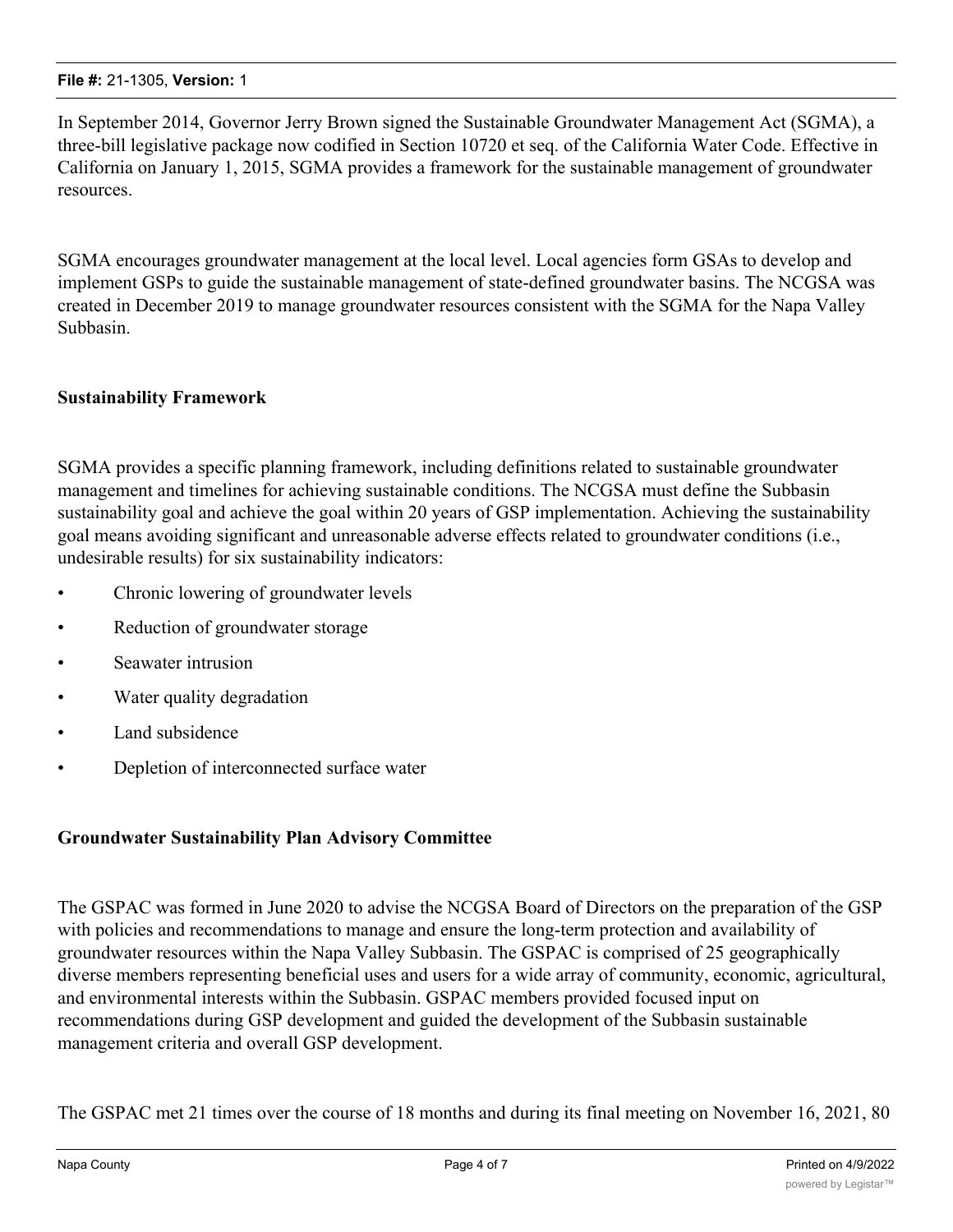In September 2014, Governor Jerry Brown signed the Sustainable Groundwater Management Act (SGMA), a three-bill legislative package now codified in Section 10720 et seq. of the California Water Code. Effective in California on January 1, 2015, SGMA provides a framework for the sustainable management of groundwater resources.

SGMA encourages groundwater management at the local level. Local agencies form GSAs to develop and implement GSPs to guide the sustainable management of state-defined groundwater basins. The NCGSA was created in December 2019 to manage groundwater resources consistent with the SGMA for the Napa Valley Subbasin.

**Sustainability Framework**

SGMA provides a specific planning framework, including definitions related to sustainable groundwater management and timelines for achieving sustainable conditions. The NCGSA must define the Subbasin sustainability goal and achieve the goal within 20 years of GSP implementation. Achieving the sustainability goal means avoiding significant and unreasonable adverse effects related to groundwater conditions (i.e., undesirable results) for six sustainability indicators:

- Chronic lowering of groundwater levels
- Reduction of groundwater storage
- Seawater intrusion
- Water quality degradation
- Land subsidence
- Depletion of interconnected surface water

**Groundwater Sustainability Plan Advisory Committee**

The GSPAC was formed in June 2020 to advise the NCGSA Board of Directors on the preparation of the GSP with policies and recommendations to manage and ensure the long-term protection and availability of groundwater resources within the Napa Valley Subbasin. The GSPAC is comprised of 25 geographically diverse members representing beneficial uses and users for a wide array of community, economic, agricultural, and environmental interests within the Subbasin. GSPAC members provided focused input on recommendations during GSP development and guided the development of the Subbasin sustainable management criteria and overall GSP development.

The GSPAC met 21 times over the course of 18 months and during its final meeting on November 16, 2021, 80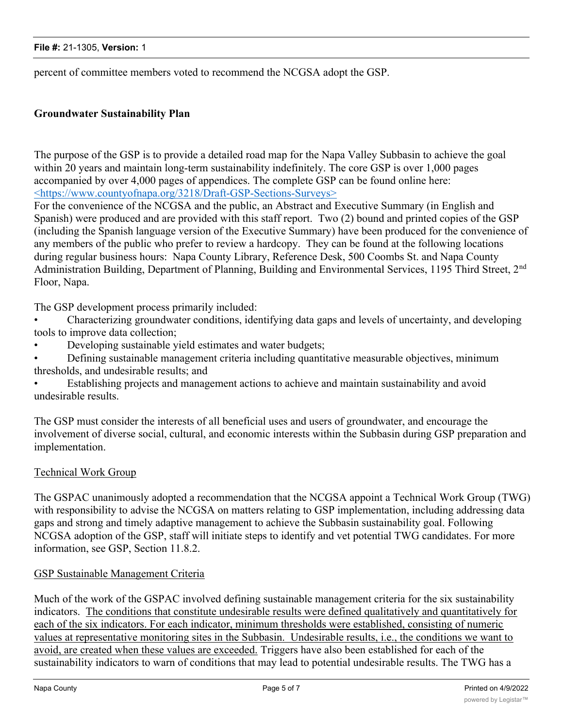percent of committee members voted to recommend the NCGSA adopt the GSP.

## Groundwater Sustainability Plan

The purpose of the GSP is to provide a detailed road map for the Napa Valley Subbasin to achieve the goal within 20 years and maintain long-term sustainability indefinitely. The core GSP is over 1,000 pages accompanied by over 4,000 pages of appendices. The complete GSP can be found online here: <https://www.countyofnapa.org/3218/Draft-GSP-Sections-Surveys>

For the convenience of the NCGSA and the public, an Abstract and Executive Summary (in English and Spanish) were produced and are provided with this staff report. Two (2) bound and printed copies of the GSP (including the Spanish language version of the Executive Summary) have been produced for the convenience of any members of the public who prefer to review a hardcopy. They can be found at the following locations during regular business hours: Napa County Library, Reference Desk, 500 Coombs St. and Napa County Administration Building, Department of Planning, Building and Environmental Services, 1195 Third Street, 2nd Floor, Napa.

The GSP development process primarily included:

- Characterizing groundwater conditions, identifying data gaps and levels of uncertainty, and developing tools to improve data collection;
- Developing sustainable yield estimates and water budgets;
- Defining sustainable management criteria including quantitative measurable objectives, minimum thresholds, and undesirable results; and
- Establishing projects and management actions to achieve and maintain sustainability and avoid undesirable results.

The GSP must consider the interests of all beneficial uses and users of groundwater, and encourage the involvement of diverse social, cultural, and economic interests within the Subbasin during GSP preparation and implementation.

### Technical Work Group

The GSPAC unanimously adopted a recommendation that the NCGSA appoint a Technical Work Group (TWG) with responsibility to advise the NCGSA on matters relating to GSP implementation, including addressing data gaps and strong and timely adaptive management to achieve the Subbasin sustainability goal. Following NCGSA adoption of the GSP, staff will initiate steps to identify and vet potential TWG candidates. For more information, see GSP, Section 11.8.2.

### GSP Sustainable Management Criteria

Much of the work of the GSPAC involved defining sustainable management criteria for the six sustainability indicators. <u>The conditions that constitute undesirable results were defined qualitatively and quantitatively for each of the six indicators. For each indicator, minimum thresholds were established, consisting of numeric values at representative monitoring sites in the Subbasin. Undesirable results, i.e., the conditions we want to avoid, are created when these values are exceeded.</u> Triggers have also been established for each of the sustainability indicators to warn of conditions that may lead to potential undesirable results. The TWG has a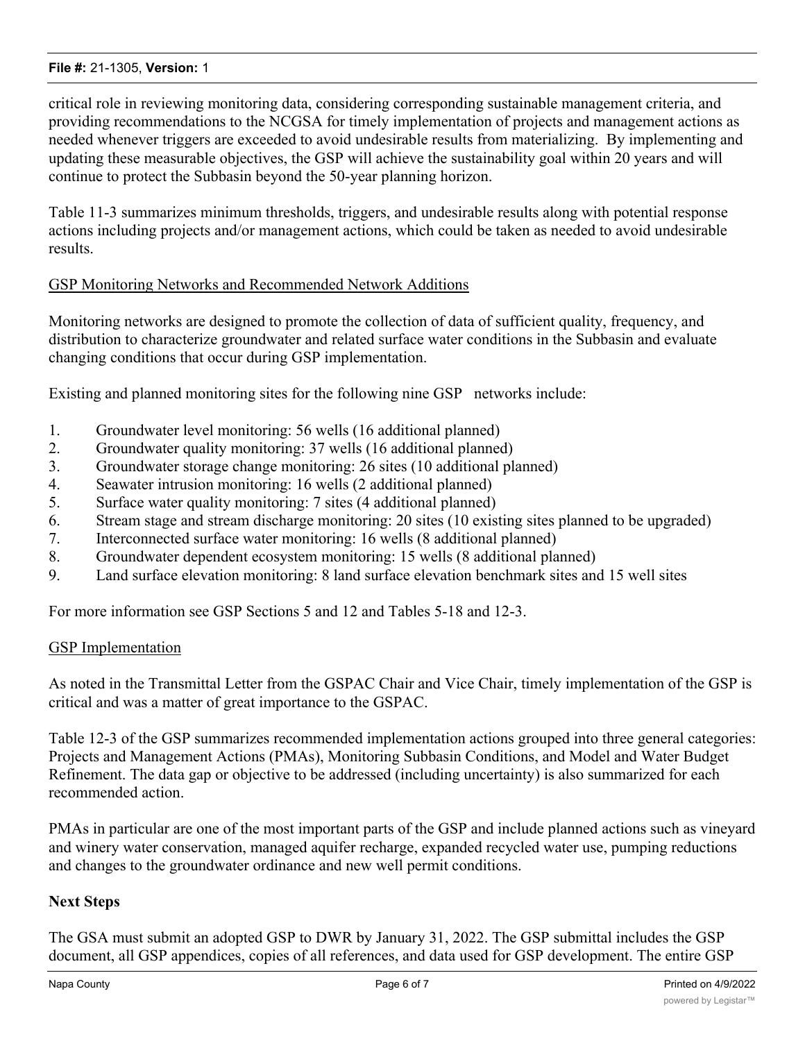critical role in reviewing monitoring data, considering corresponding sustainable management criteria, and providing recommendations to the NCGSA for timely implementation of projects and management actions as needed whenever triggers are exceeded to avoid undesirable results from materializing. By implementing and updating these measurable objectives, the GSP will achieve the sustainability goal within 20 years and will continue to protect the Subbasin beyond the 50-year planning horizon.

Table 11-3 summarizes minimum thresholds, triggers, and undesirable results along with potential response actions including projects and/or management actions, which could be taken as needed to avoid undesirable results.

GSP Monitoring Networks and Recommended Network Additions

Monitoring networks are designed to promote the collection of data of sufficient quality, frequency, and distribution to characterize groundwater and related surface water conditions in the Subbasin and evaluate changing conditions that occur during GSP implementation.

Existing and planned monitoring sites for the following nine GSP networks include:

1. Groundwater level monitoring: 56 wells (16 additional planned)
2. Groundwater quality monitoring: 37 wells (16 additional planned)
3. Groundwater storage change monitoring: 26 sites (10 additional planned)
4. Seawater intrusion monitoring: 16 wells (2 additional planned)
5. Surface water quality monitoring: 7 sites (4 additional planned)
6. Stream stage and stream discharge monitoring: 20 sites (10 existing sites planned to be upgraded)
7. Interconnected surface water monitoring: 16 wells (8 additional planned)
8. Groundwater dependent ecosystem monitoring: 15 wells (8 additional planned)
9. Land surface elevation monitoring: 8 land surface elevation benchmark sites and 15 well sites

For more information see GSP Sections 5 and 12 and Tables 5-18 and 12-3.

GSP Implementation

As noted in the Transmittal Letter from the GSPAC Chair and Vice Chair, timely implementation of the GSP is critical and was a matter of great importance to the GSPAC.

Table 12-3 of the GSP summarizes recommended implementation actions grouped into three general categories: Projects and Management Actions (PMAs), Monitoring Subbasin Conditions, and Model and Water Budget Refinement. The data gap or objective to be addressed (including uncertainty) is also summarized for each recommended action.

PMAs in particular are one of the most important parts of the GSP and include planned actions such as vineyard and winery water conservation, managed aquifer recharge, expanded recycled water use, pumping reductions and changes to the groundwater ordinance and new well permit conditions.

**Next Steps**

The GSA must submit an adopted GSP to DWR by January 31, 2022. The GSP submittal includes the GSP document, all GSP appendices, copies of all references, and data used for GSP development. The entire GSP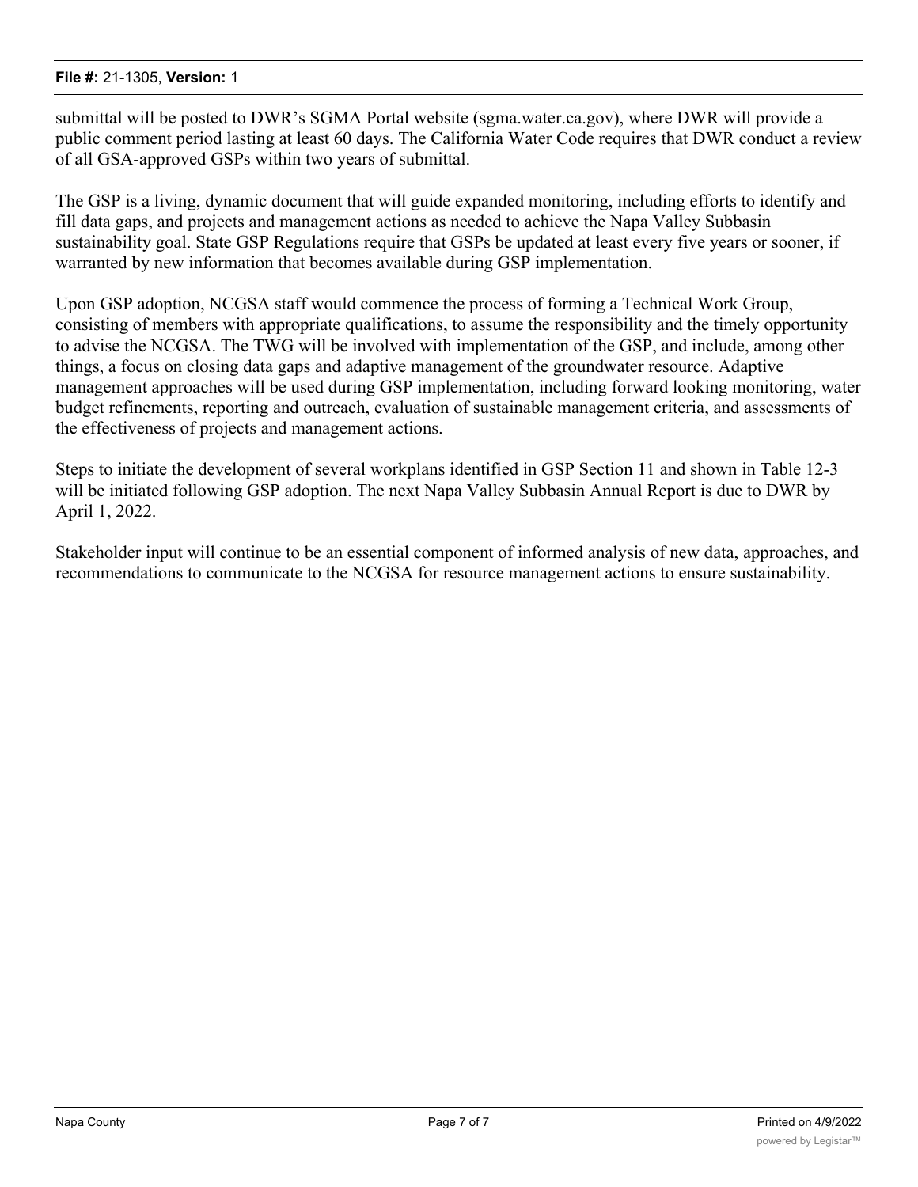submittal will be posted to DWR's SGMA Portal website (sgma.water.ca.gov), where DWR will provide a public comment period lasting at least 60 days. The California Water Code requires that DWR conduct a review of all GSA-approved GSPs within two years of submittal.

The GSP is a living, dynamic document that will guide expanded monitoring, including efforts to identify and fill data gaps, and projects and management actions as needed to achieve the Napa Valley Subbasin sustainability goal. State GSP Regulations require that GSPs be updated at least every five years or sooner, if warranted by new information that becomes available during GSP implementation.

Upon GSP adoption, NCGSA staff would commence the process of forming a Technical Work Group, consisting of members with appropriate qualifications, to assume the responsibility and the timely opportunity to advise the NCGSA. The TWG will be involved with implementation of the GSP, and include, among other things, a focus on closing data gaps and adaptive management of the groundwater resource. Adaptive management approaches will be used during GSP implementation, including forward looking monitoring, water budget refinements, reporting and outreach, evaluation of sustainable management criteria, and assessments of the effectiveness of projects and management actions.

Steps to initiate the development of several workplans identified in GSP Section 11 and shown in Table 12-3 will be initiated following GSP adoption. The next Napa Valley Subbasin Annual Report is due to DWR by April 1, 2022.

Stakeholder input will continue to be an essential component of informed analysis of new data, approaches, and recommendations to communicate to the NCGSA for resource management actions to ensure sustainability.